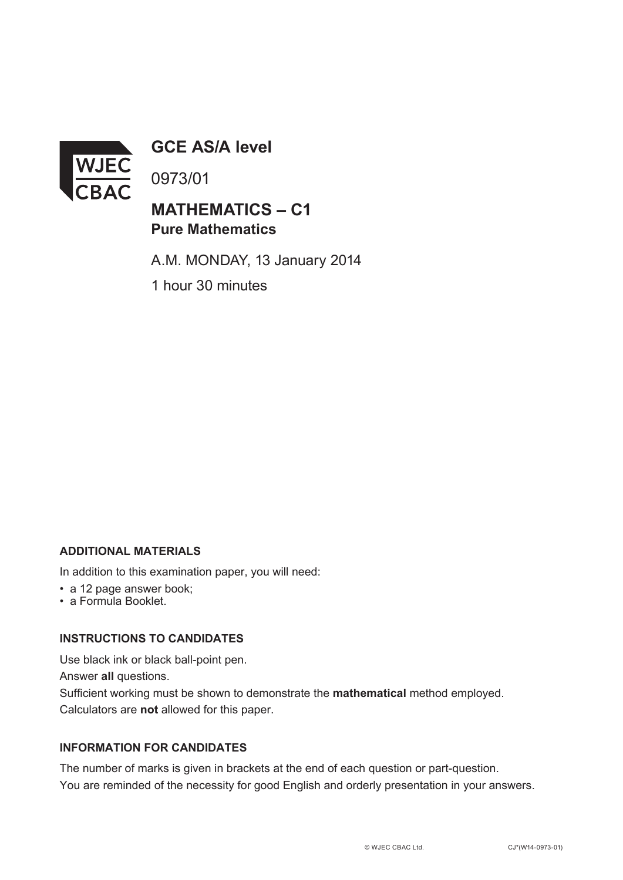# GCE AS/A level

0973/01

## MATHEMATICS – C1
### Pure Mathematics

A.M. MONDAY, 13 January 2014

1 hour 30 minutes

**ADDITIONAL MATERIALS**

In addition to this examination paper, you will need:

- a 12 page answer book;
- a Formula Booklet.

**INSTRUCTIONS TO CANDIDATES**

Use black ink or black ball-point pen.

Answer **all** questions.

Sufficient working must be shown to demonstrate the **mathematical** method employed.

Calculators are **not** allowed for this paper.

**INFORMATION FOR CANDIDATES**

The number of marks is given in brackets at the end of each question or part-question.

You are reminded of the necessity for good English and orderly presentation in your answers.

© WJEC CBAC Ltd. CJ*(W14-0973-01)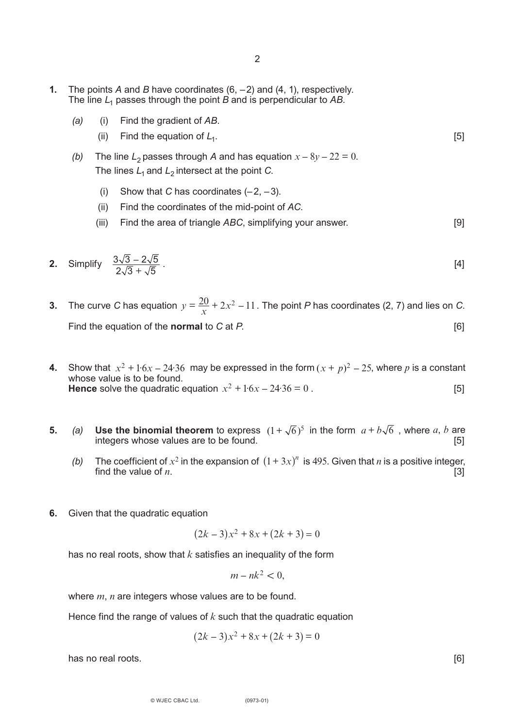**1.** The points $A$ and $B$ have coordinates $(6, -2)$ and $(4, 1)$, respectively. The line $L_1$ passes through the point $B$ and is perpendicular to $AB$.

*(a)* (i) Find the gradient of $AB$.

(ii) Find the equation of $L_1$. [5]

*(b)* The line $L_2$ passes through $A$ and has equation $x - 8y - 22 = 0$. The lines $L_1$ and $L_2$ intersect at the point $C$.

(i) Show that $C$ has coordinates $(-2, -3)$.

(ii) Find the coordinates of the mid-point of $AC$.

(iii) Find the area of triangle $ABC$, simplifying your answer. [9]

**2.** Simplify $\dfrac{3\sqrt{3} - 2\sqrt{5}}{2\sqrt{3} + \sqrt{5}}$. [4]

**3.** The curve $C$ has equation $y = \dfrac{20}{x} + 2x^2 - 11$. The point $P$ has coordinates $(2, 7)$ and lies on $C$.

Find the equation of the **normal** to $C$ at $P$. [6]

**4.** Show that $x^2 + 1{\cdot}6x - 24{\cdot}36$ may be expressed in the form $(x + p)^2 - 25$, where $p$ is a constant whose value is to be found.
**Hence** solve the quadratic equation $x^2 + 1{\cdot}6x - 24{\cdot}36 = 0$. [5]

**5.** *(a)* **Use the binomial theorem** to express $(1 + \sqrt{6})^5$ in the form $a + b\sqrt{6}$, where $a$, $b$ are integers whose values are to be found. [5]

*(b)* The coefficient of $x^2$ in the expansion of $(1 + 3x)^n$ is 495. Given that $n$ is a positive integer, find the value of $n$. [3]

**6.** Given that the quadratic equation

$$(2k - 3)x^2 + 8x + (2k + 3) = 0$$

has no real roots, show that $k$ satisfies an inequality of the form

$$m - nk^2 < 0,$$

where $m$, $n$ are integers whose values are to be found.

Hence find the range of values of $k$ such that the quadratic equation

$$(2k - 3)x^2 + 8x + (2k + 3) = 0$$

has no real roots. [6]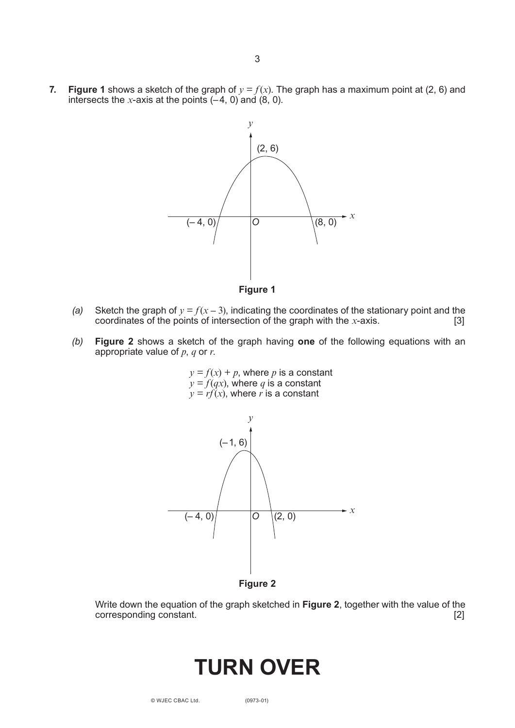**7.** **Figure 1** shows a sketch of the graph of $y = f(x)$. The graph has a maximum point at (2, 6) and intersects the $x$-axis at the points ($-4$, 0) and (8, 0).

**Figure 1**

*(a)* Sketch the graph of $y = f(x - 3)$, indicating the coordinates of the stationary point and the coordinates of the points of intersection of the graph with the $x$-axis. [3]

*(b)* **Figure 2** shows a sketch of the graph having **one** of the following equations with an appropriate value of $p$, $q$ or $r$.

$y = f(x) + p$, where $p$ is a constant
$y = f(qx)$, where $q$ is a constant
$y = rf(x)$, where $r$ is a constant

**Figure 2**

Write down the equation of the graph sketched in **Figure 2**, together with the value of the corresponding constant. [2]

# TURN OVER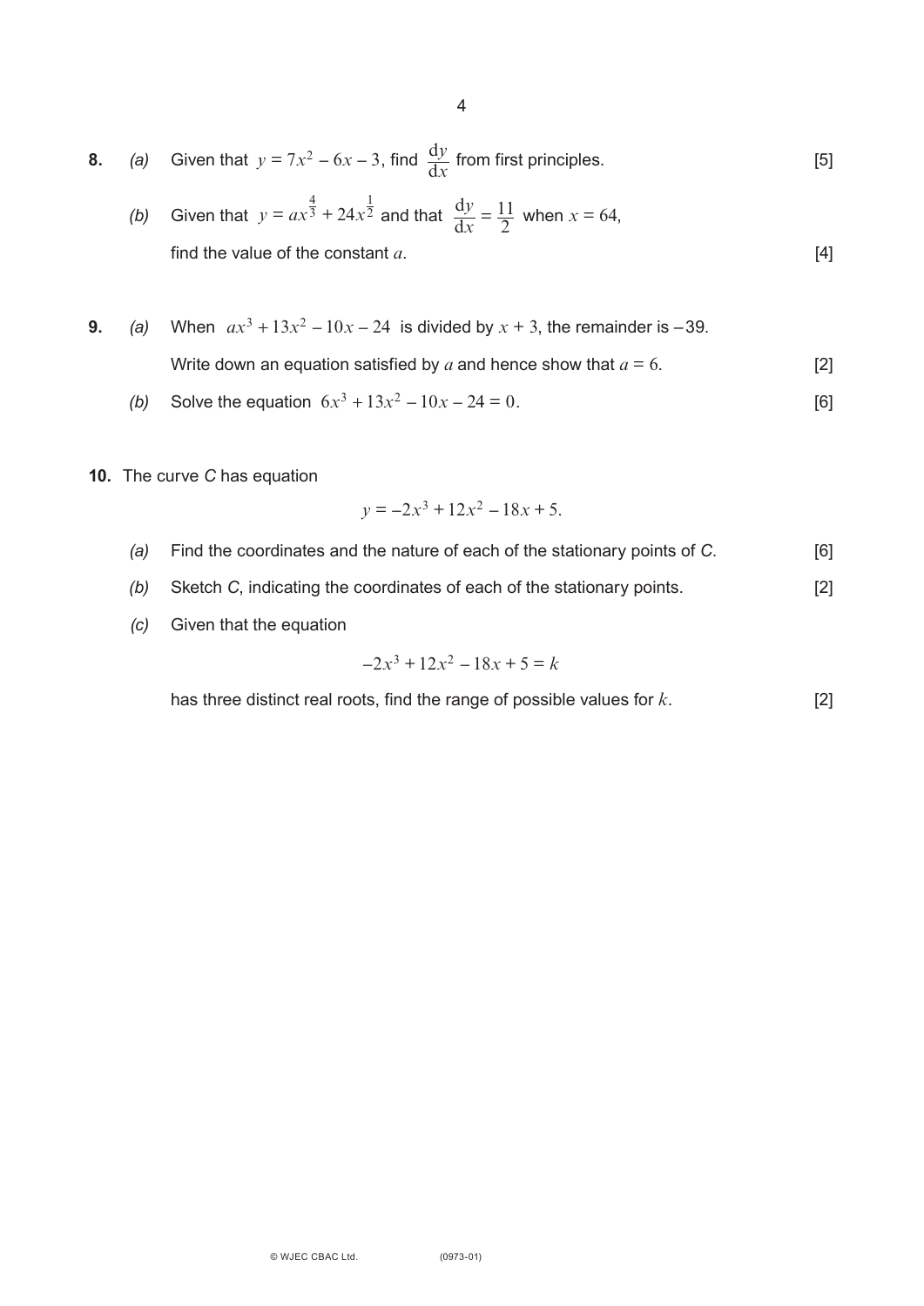**8.** *(a)* Given that $y = 7x^2 - 6x - 3$, find $\frac{dy}{dx}$ from first principles. [5]

*(b)* Given that $y = ax^{\frac{4}{3}} + 24x^{\frac{1}{2}}$ and that $\frac{dy}{dx} = \frac{11}{2}$ when $x = 64$,

find the value of the constant $a$. [4]

**9.** *(a)* When $ax^3 + 13x^2 - 10x - 24$ is divided by $x + 3$, the remainder is $-39$.

Write down an equation satisfied by $a$ and hence show that $a = 6$. [2]

*(b)* Solve the equation $6x^3 + 13x^2 - 10x - 24 = 0$. [6]

**10.** The curve *C* has equation

$$y = -2x^3 + 12x^2 - 18x + 5.$$

*(a)* Find the coordinates and the nature of each of the stationary points of *C*. [6]

*(b)* Sketch *C*, indicating the coordinates of each of the stationary points. [2]

*(c)* Given that the equation

$$-2x^3 + 12x^2 - 18x + 5 = k$$

has three distinct real roots, find the range of possible values for $k$. [2]

© WJEC CBAC Ltd. (0973-01)